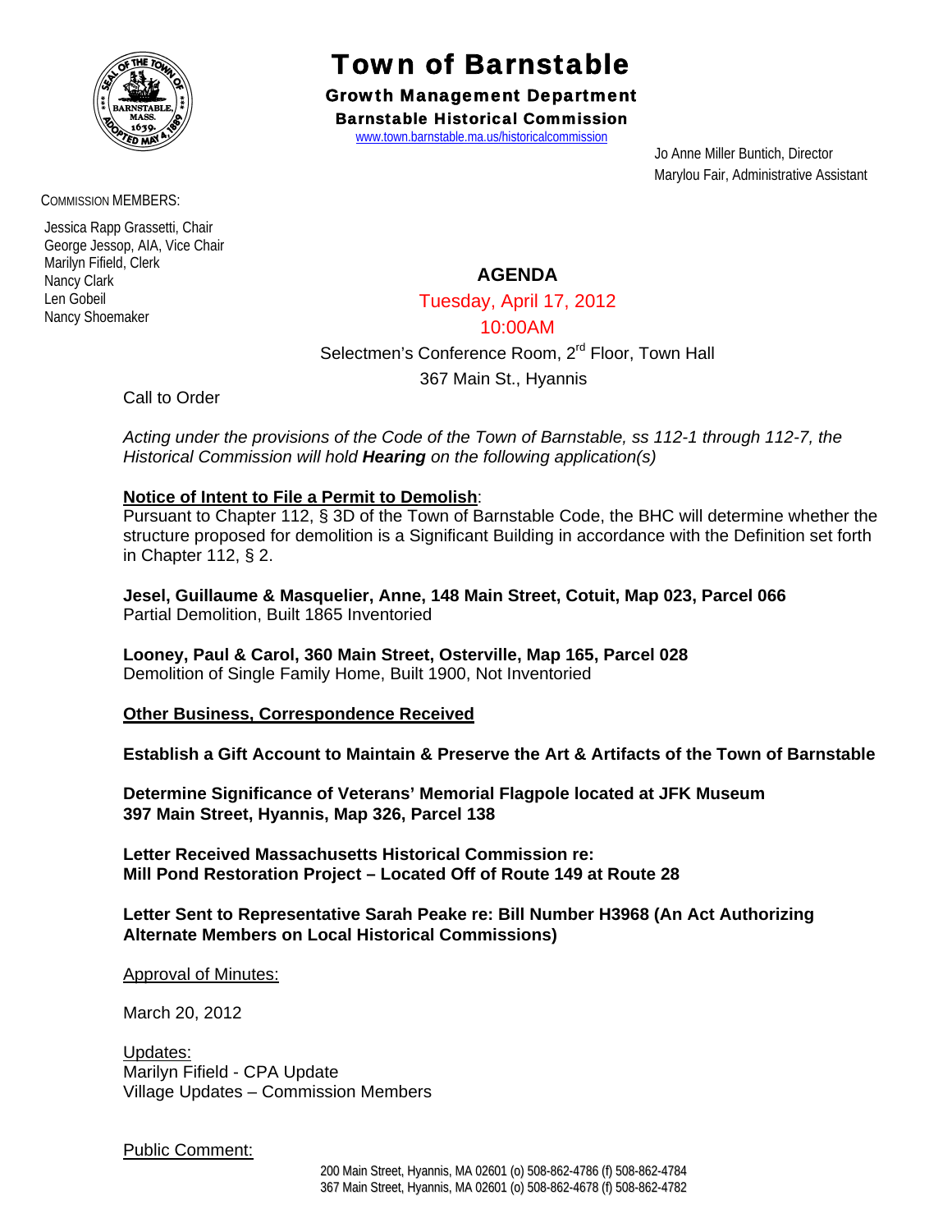# Town of Barnstable

## Growth Management Department

### Barnstable Historical Commission

www.town.barnstable.ma.us/historicalcommission

Jo Anne Miller Buntich, Director
Marylou Fair, Administrative Assistant

COMMISSION MEMBERS:

Jessica Rapp Grassetti, Chair
George Jessop, AIA, Vice Chair
Marilyn Fifield, Clerk
Nancy Clark
Len Gobeil
Nancy Shoemaker

## AGENDA

Tuesday, April 17, 2012

10:00AM

Selectmen's Conference Room, 2nd Floor, Town Hall

367 Main St., Hyannis

Call to Order

*Acting under the provisions of the Code of the Town of Barnstable, ss 112-1 through 112-7, the Historical Commission will hold **Hearing** on the following application(s)*

**Notice of Intent to File a Permit to Demolish**:
Pursuant to Chapter 112, § 3D of the Town of Barnstable Code, the BHC will determine whether the structure proposed for demolition is a Significant Building in accordance with the Definition set forth in Chapter 112, § 2.

**Jesel, Guillaume & Masquelier, Anne, 148 Main Street, Cotuit, Map 023, Parcel 066**
Partial Demolition, Built 1865 Inventoried

**Looney, Paul & Carol, 360 Main Street, Osterville, Map 165, Parcel 028**
Demolition of Single Family Home, Built 1900, Not Inventoried

**Other Business, Correspondence Received**

**Establish a Gift Account to Maintain & Preserve the Art & Artifacts of the Town of Barnstable**

**Determine Significance of Veterans' Memorial Flagpole located at JFK Museum**
**397 Main Street, Hyannis, Map 326, Parcel 138**

**Letter Received Massachusetts Historical Commission re:**
**Mill Pond Restoration Project – Located Off of Route 149 at Route 28**

**Letter Sent to Representative Sarah Peake re: Bill Number H3968 (An Act Authorizing Alternate Members on Local Historical Commissions)**

Approval of Minutes:

March 20, 2012

Updates:
Marilyn Fifield - CPA Update
Village Updates – Commission Members

Public Comment:

200 Main Street, Hyannis, MA 02601 (o) 508-862-4786 (f) 508-862-4784
367 Main Street, Hyannis, MA 02601 (o) 508-862-4678 (f) 508-862-4782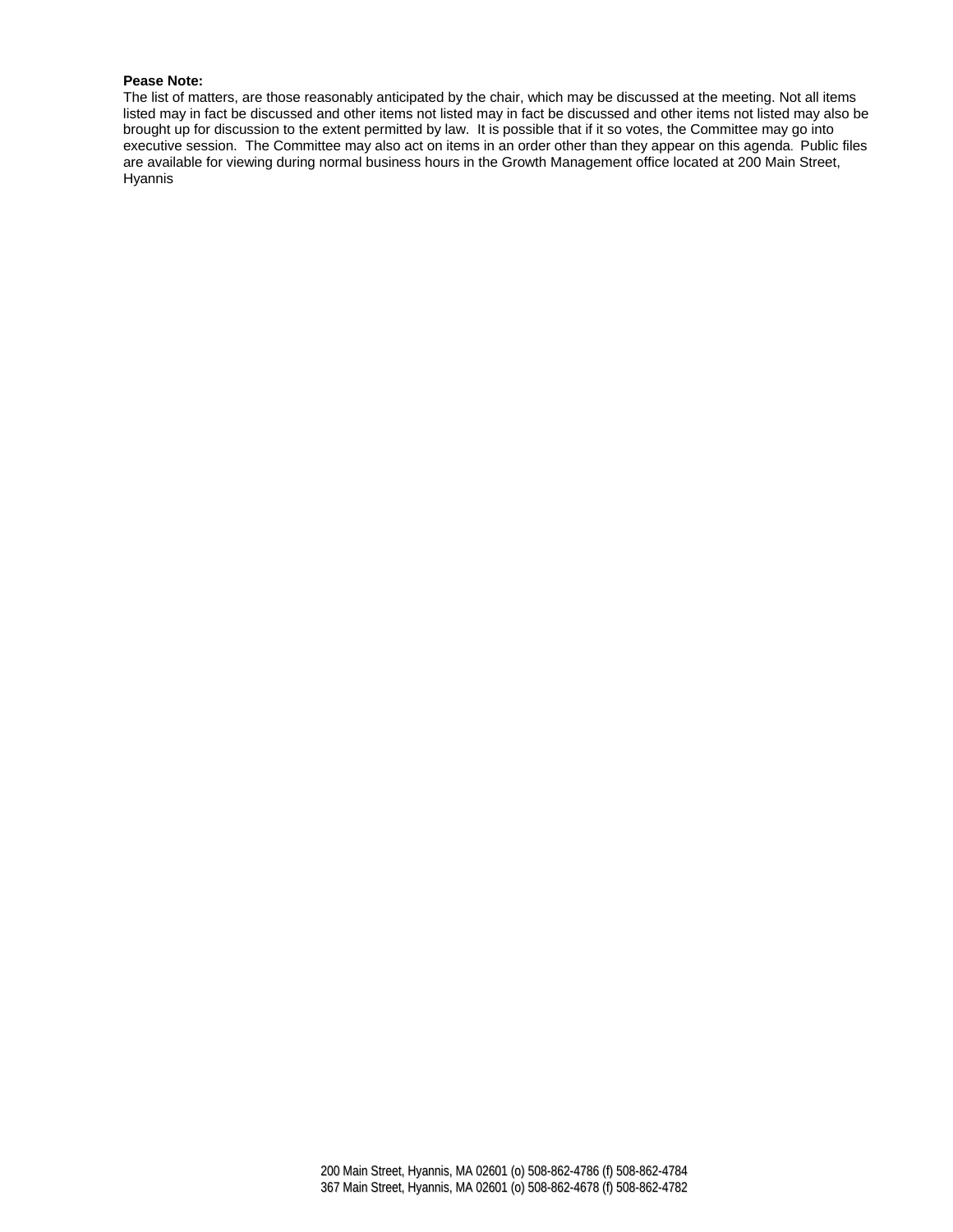**Pease Note:**

The list of matters, are those reasonably anticipated by the chair, which may be discussed at the meeting. Not all items listed may in fact be discussed and other items not listed may in fact be discussed and other items not listed may also be brought up for discussion to the extent permitted by law. It is possible that if it so votes, the Committee may go into executive session. The Committee may also act on items in an order other than they appear on this agenda. Public files are available for viewing during normal business hours in the Growth Management office located at 200 Main Street, Hyannis

200 Main Street, Hyannis, MA 02601 (o) 508-862-4786 (f) 508-862-4784
367 Main Street, Hyannis, MA 02601 (o) 508-862-4678 (f) 508-862-4782